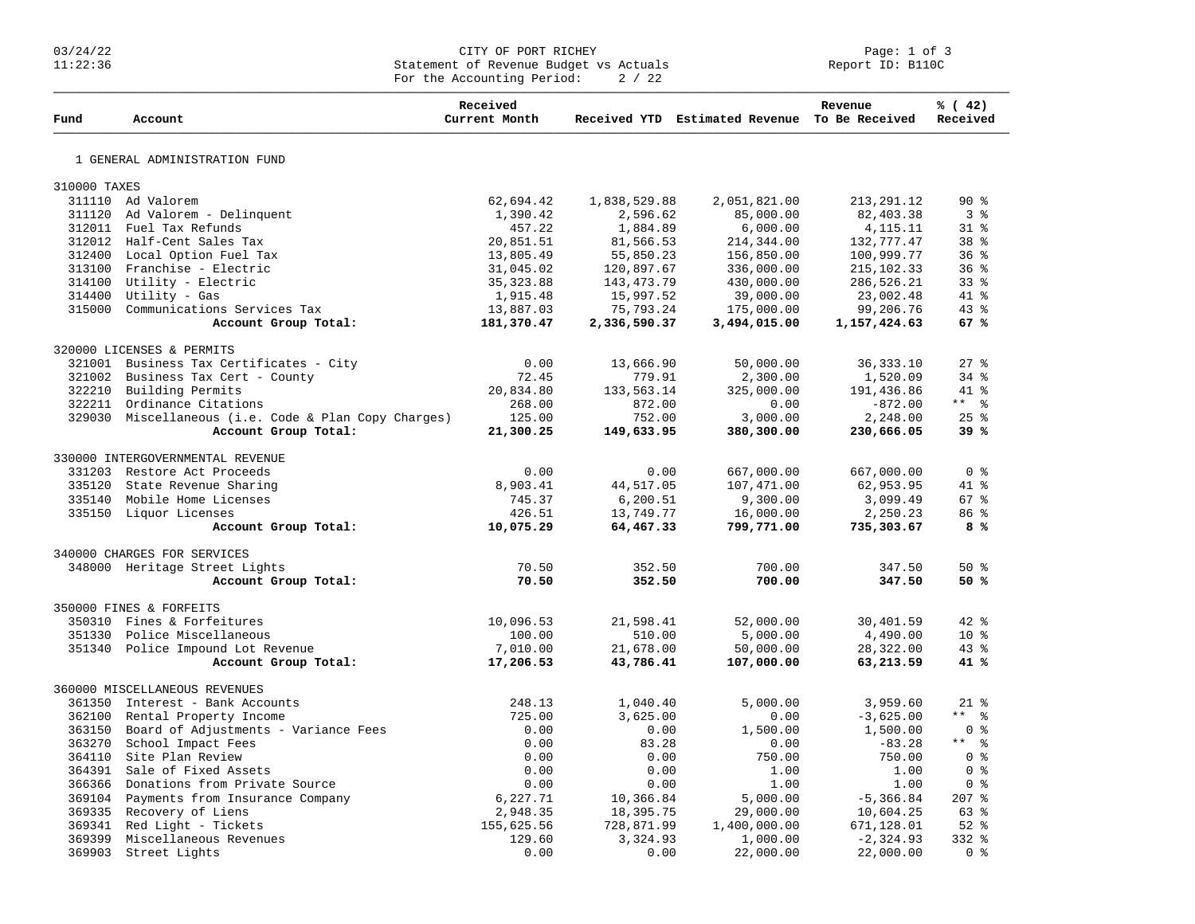CITY OF PORT RICHEY
Statement of Revenue Budget vs Actuals
For the Accounting Period: 2 / 22

Report ID: B110C

| Fund | Account | Received Current Month | Received YTD | Estimated Revenue | Revenue To Be Received | % ( 42) Received |
|---|---|---|---|---|---|---|
| 1 GENERAL ADMINISTRATION FUND | | | | | | |
| 310000 TAXES | | | | | | |
| 311110 | Ad Valorem | 62,694.42 | 1,838,529.88 | 2,051,821.00 | 213,291.12 | 90 % |
| 311120 | Ad Valorem - Delinquent | 1,390.42 | 2,596.62 | 85,000.00 | 82,403.38 | 3 % |
| 312011 | Fuel Tax Refunds | 457.22 | 1,884.89 | 6,000.00 | 4,115.11 | 31 % |
| 312012 | Half-Cent Sales Tax | 20,851.51 | 81,566.53 | 214,344.00 | 132,777.47 | 38 % |
| 312400 | Local Option Fuel Tax | 13,805.49 | 55,850.23 | 156,850.00 | 100,999.77 | 36 % |
| 313100 | Franchise - Electric | 31,045.02 | 120,897.67 | 336,000.00 | 215,102.33 | 36 % |
| 314100 | Utility - Electric | 35,323.88 | 143,473.79 | 430,000.00 | 286,526.21 | 33 % |
| 314400 | Utility - Gas | 1,915.48 | 15,997.52 | 39,000.00 | 23,002.48 | 41 % |
| 315000 | Communications Services Tax | 13,887.03 | 75,793.24 | 175,000.00 | 99,206.76 | 43 % |
| | **Account Group Total:** | **181,370.47** | **2,336,590.37** | **3,494,015.00** | **1,157,424.63** | **67 %** |
| 320000 LICENSES & PERMITS | | | | | | |
| 321001 | Business Tax Certificates - City | 0.00 | 13,666.90 | 50,000.00 | 36,333.10 | 27 % |
| 321002 | Business Tax Cert - County | 72.45 | 779.91 | 2,300.00 | 1,520.09 | 34 % |
| 322210 | Building Permits | 20,834.80 | 133,563.14 | 325,000.00 | 191,436.86 | 41 % |
| 322211 | Ordinance Citations | 268.00 | 872.00 | 0.00 | -872.00 | ** % |
| 329030 | Miscellaneous (i.e. Code & Plan Copy Charges) | 125.00 | 752.00 | 3,000.00 | 2,248.00 | 25 % |
| | **Account Group Total:** | **21,300.25** | **149,633.95** | **380,300.00** | **230,666.05** | **39 %** |
| 330000 INTERGOVERNMENTAL REVENUE | | | | | | |
| 331203 | Restore Act Proceeds | 0.00 | 0.00 | 667,000.00 | 667,000.00 | 0 % |
| 335120 | State Revenue Sharing | 8,903.41 | 44,517.05 | 107,471.00 | 62,953.95 | 41 % |
| 335140 | Mobile Home Licenses | 745.37 | 6,200.51 | 9,300.00 | 3,099.49 | 67 % |
| 335150 | Liquor Licenses | 426.51 | 13,749.77 | 16,000.00 | 2,250.23 | 86 % |
| | **Account Group Total:** | **10,075.29** | **64,467.33** | **799,771.00** | **735,303.67** | **8 %** |
| 340000 CHARGES FOR SERVICES | | | | | | |
| 348000 | Heritage Street Lights | 70.50 | 352.50 | 700.00 | 347.50 | 50 % |
| | **Account Group Total:** | **70.50** | **352.50** | **700.00** | **347.50** | **50 %** |
| 350000 FINES & FORFEITS | | | | | | |
| 350310 | Fines & Forfeitures | 10,096.53 | 21,598.41 | 52,000.00 | 30,401.59 | 42 % |
| 351330 | Police Miscellaneous | 100.00 | 510.00 | 5,000.00 | 4,490.00 | 10 % |
| 351340 | Police Impound Lot Revenue | 7,010.00 | 21,678.00 | 50,000.00 | 28,322.00 | 43 % |
| | **Account Group Total:** | **17,206.53** | **43,786.41** | **107,000.00** | **63,213.59** | **41 %** |
| 360000 MISCELLANEOUS REVENUES | | | | | | |
| 361350 | Interest - Bank Accounts | 248.13 | 1,040.40 | 5,000.00 | 3,959.60 | 21 % |
| 362100 | Rental Property Income | 725.00 | 3,625.00 | 0.00 | -3,625.00 | ** % |
| 363150 | Board of Adjustments - Variance Fees | 0.00 | 0.00 | 1,500.00 | 1,500.00 | 0 % |
| 363270 | School Impact Fees | 0.00 | 83.28 | 0.00 | -83.28 | ** % |
| 364110 | Site Plan Review | 0.00 | 0.00 | 750.00 | 750.00 | 0 % |
| 364391 | Sale of Fixed Assets | 0.00 | 0.00 | 1.00 | 1.00 | 0 % |
| 366366 | Donations from Private Source | 0.00 | 0.00 | 1.00 | 1.00 | 0 % |
| 369104 | Payments from Insurance Company | 6,227.71 | 10,366.84 | 5,000.00 | -5,366.84 | 207 % |
| 369335 | Recovery of Liens | 2,948.35 | 18,395.75 | 29,000.00 | 10,604.25 | 63 % |
| 369341 | Red Light - Tickets | 155,625.56 | 728,871.99 | 1,400,000.00 | 671,128.01 | 52 % |
| 369399 | Miscellaneous Revenues | 129.60 | 3,324.93 | 1,000.00 | -2,324.93 | 332 % |
| 369903 | Street Lights | 0.00 | 0.00 | 22,000.00 | 22,000.00 | 0 % |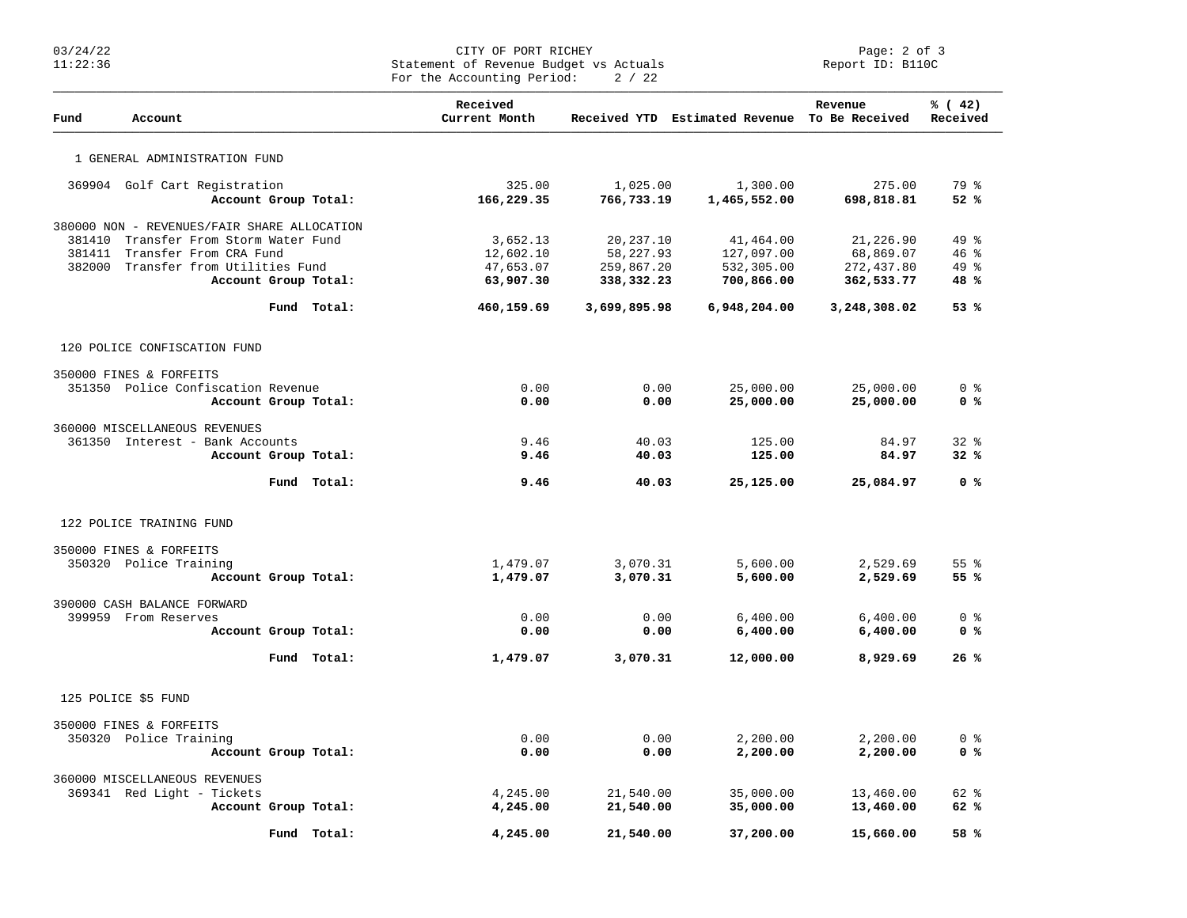CITY OF PORT RICHEY
Statement of Revenue Budget vs Actuals
For the Accounting Period: 2 / 22

Report ID: B110C

| Fund | Account | Received Current Month | Received YTD | Estimated Revenue | Revenue To Be Received | % ( 42) Received |
|---|---|---|---|---|---|---|
| 1 GENERAL ADMINISTRATION FUND | | | | | | |
| 369904 | Golf Cart Registration | 325.00 | 1,025.00 | 1,300.00 | 275.00 | 79 % |
| | **Account Group Total:** | **166,229.35** | **766,733.19** | **1,465,552.00** | **698,818.81** | **52 %** |
| 380000 NON - REVENUES/FAIR SHARE ALLOCATION | | | | | | |
| 381410 | Transfer From Storm Water Fund | 3,652.13 | 20,237.10 | 41,464.00 | 21,226.90 | 49 % |
| 381411 | Transfer From CRA Fund | 12,602.10 | 58,227.93 | 127,097.00 | 68,869.07 | 46 % |
| 382000 | Transfer from Utilities Fund | 47,653.07 | 259,867.20 | 532,305.00 | 272,437.80 | 49 % |
| | **Account Group Total:** | **63,907.30** | **338,332.23** | **700,866.00** | **362,533.77** | **48 %** |
| | **Fund Total:** | **460,159.69** | **3,699,895.98** | **6,948,204.00** | **3,248,308.02** | **53 %** |
| 120 POLICE CONFISCATION FUND | | | | | | |
| 350000 FINES & FORFEITS | | | | | | |
| 351350 | Police Confiscation Revenue | 0.00 | 0.00 | 25,000.00 | 25,000.00 | 0 % |
| | **Account Group Total:** | **0.00** | **0.00** | **25,000.00** | **25,000.00** | **0 %** |
| 360000 MISCELLANEOUS REVENUES | | | | | | |
| 361350 | Interest - Bank Accounts | 9.46 | 40.03 | 125.00 | 84.97 | 32 % |
| | **Account Group Total:** | **9.46** | **40.03** | **125.00** | **84.97** | **32 %** |
| | **Fund Total:** | **9.46** | **40.03** | **25,125.00** | **25,084.97** | **0 %** |
| 122 POLICE TRAINING FUND | | | | | | |
| 350000 FINES & FORFEITS | | | | | | |
| 350320 | Police Training | 1,479.07 | 3,070.31 | 5,600.00 | 2,529.69 | 55 % |
| | **Account Group Total:** | **1,479.07** | **3,070.31** | **5,600.00** | **2,529.69** | **55 %** |
| 390000 CASH BALANCE FORWARD | | | | | | |
| 399959 | From Reserves | 0.00 | 0.00 | 6,400.00 | 6,400.00 | 0 % |
| | **Account Group Total:** | **0.00** | **0.00** | **6,400.00** | **6,400.00** | **0 %** |
| | **Fund Total:** | **1,479.07** | **3,070.31** | **12,000.00** | **8,929.69** | **26 %** |
| 125 POLICE $5 FUND | | | | | | |
| 350000 FINES & FORFEITS | | | | | | |
| 350320 | Police Training | 0.00 | 0.00 | 2,200.00 | 2,200.00 | 0 % |
| | **Account Group Total:** | **0.00** | **0.00** | **2,200.00** | **2,200.00** | **0 %** |
| 360000 MISCELLANEOUS REVENUES | | | | | | |
| 369341 | Red Light - Tickets | 4,245.00 | 21,540.00 | 35,000.00 | 13,460.00 | 62 % |
| | **Account Group Total:** | **4,245.00** | **21,540.00** | **35,000.00** | **13,460.00** | **62 %** |
| | **Fund Total:** | **4,245.00** | **21,540.00** | **37,200.00** | **15,660.00** | **58 %** |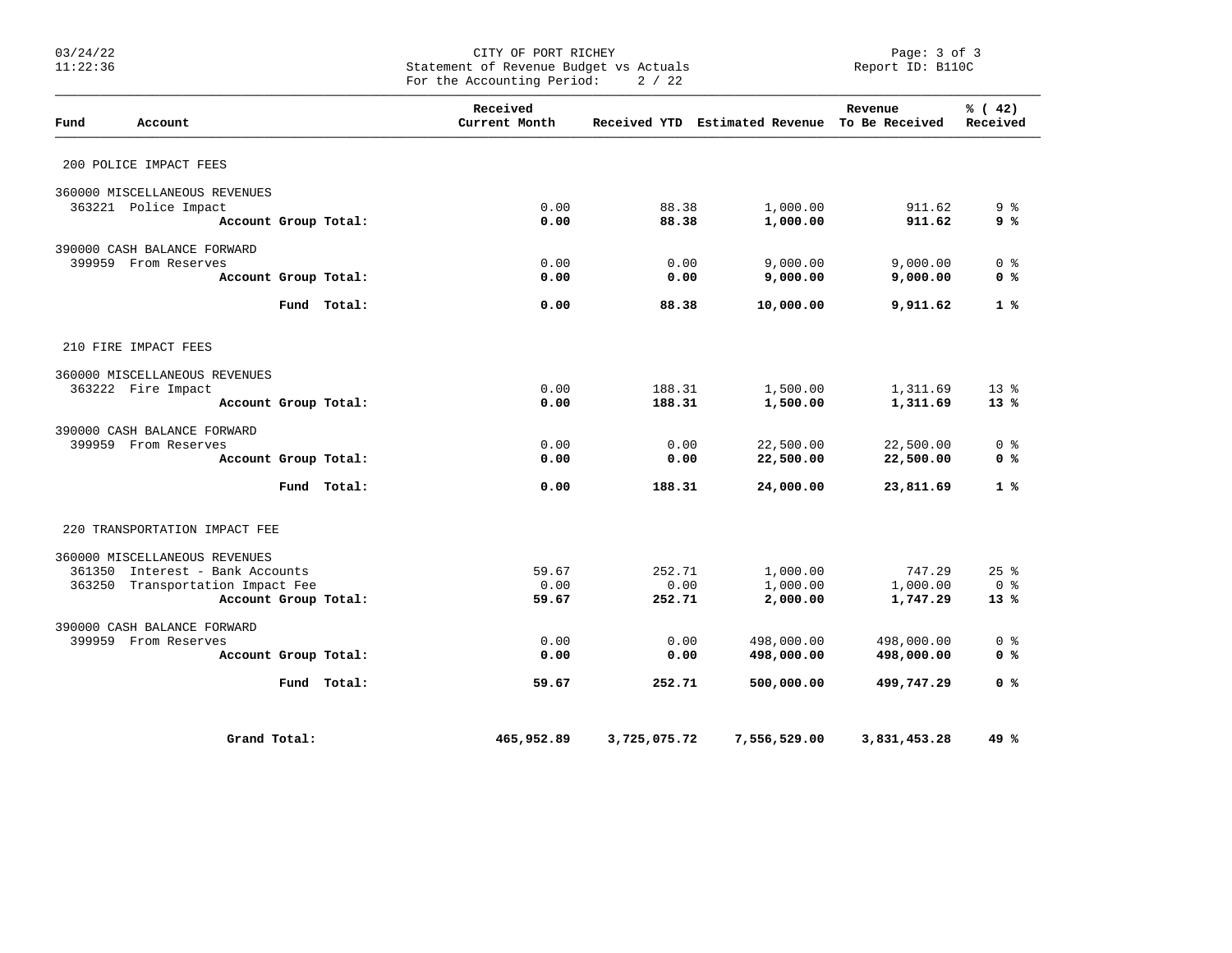CITY OF PORT RICHEY
Statement of Revenue Budget vs Actuals
For the Accounting Period: 2 / 22

| Fund | Account | Received Current Month | Received YTD | Estimated Revenue | Revenue To Be Received | % ( 42) Received |
|---|---|---|---|---|---|---|
| 200 POLICE IMPACT FEES | | | | | | |
| 360000 MISCELLANEOUS REVENUES | | | | | | |
| 363221 | Police Impact | 0.00 | 88.38 | 1,000.00 | 911.62 | 9 % |
| | **Account Group Total:** | **0.00** | **88.38** | **1,000.00** | **911.62** | **9 %** |
| 390000 CASH BALANCE FORWARD | | | | | | |
| 399959 | From Reserves | 0.00 | 0.00 | 9,000.00 | 9,000.00 | 0 % |
| | **Account Group Total:** | **0.00** | **0.00** | **9,000.00** | **9,000.00** | **0 %** |
| | **Fund Total:** | **0.00** | **88.38** | **10,000.00** | **9,911.62** | **1 %** |
| 210 FIRE IMPACT FEES | | | | | | |
| 360000 MISCELLANEOUS REVENUES | | | | | | |
| 363222 | Fire Impact | 0.00 | 188.31 | 1,500.00 | 1,311.69 | 13 % |
| | **Account Group Total:** | **0.00** | **188.31** | **1,500.00** | **1,311.69** | **13 %** |
| 390000 CASH BALANCE FORWARD | | | | | | |
| 399959 | From Reserves | 0.00 | 0.00 | 22,500.00 | 22,500.00 | 0 % |
| | **Account Group Total:** | **0.00** | **0.00** | **22,500.00** | **22,500.00** | **0 %** |
| | **Fund Total:** | **0.00** | **188.31** | **24,000.00** | **23,811.69** | **1 %** |
| 220 TRANSPORTATION IMPACT FEE | | | | | | |
| 360000 MISCELLANEOUS REVENUES | | | | | | |
| 361350 | Interest - Bank Accounts | 59.67 | 252.71 | 1,000.00 | 747.29 | 25 % |
| 363250 | Transportation Impact Fee | 0.00 | 0.00 | 1,000.00 | 1,000.00 | 0 % |
| | **Account Group Total:** | **59.67** | **252.71** | **2,000.00** | **1,747.29** | **13 %** |
| 390000 CASH BALANCE FORWARD | | | | | | |
| 399959 | From Reserves | 0.00 | 0.00 | 498,000.00 | 498,000.00 | 0 % |
| | **Account Group Total:** | **0.00** | **0.00** | **498,000.00** | **498,000.00** | **0 %** |
| | **Fund Total:** | **59.67** | **252.71** | **500,000.00** | **499,747.29** | **0 %** |
| | **Grand Total:** | **465,952.89** | **3,725,075.72** | **7,556,529.00** | **3,831,453.28** | **49 %** |